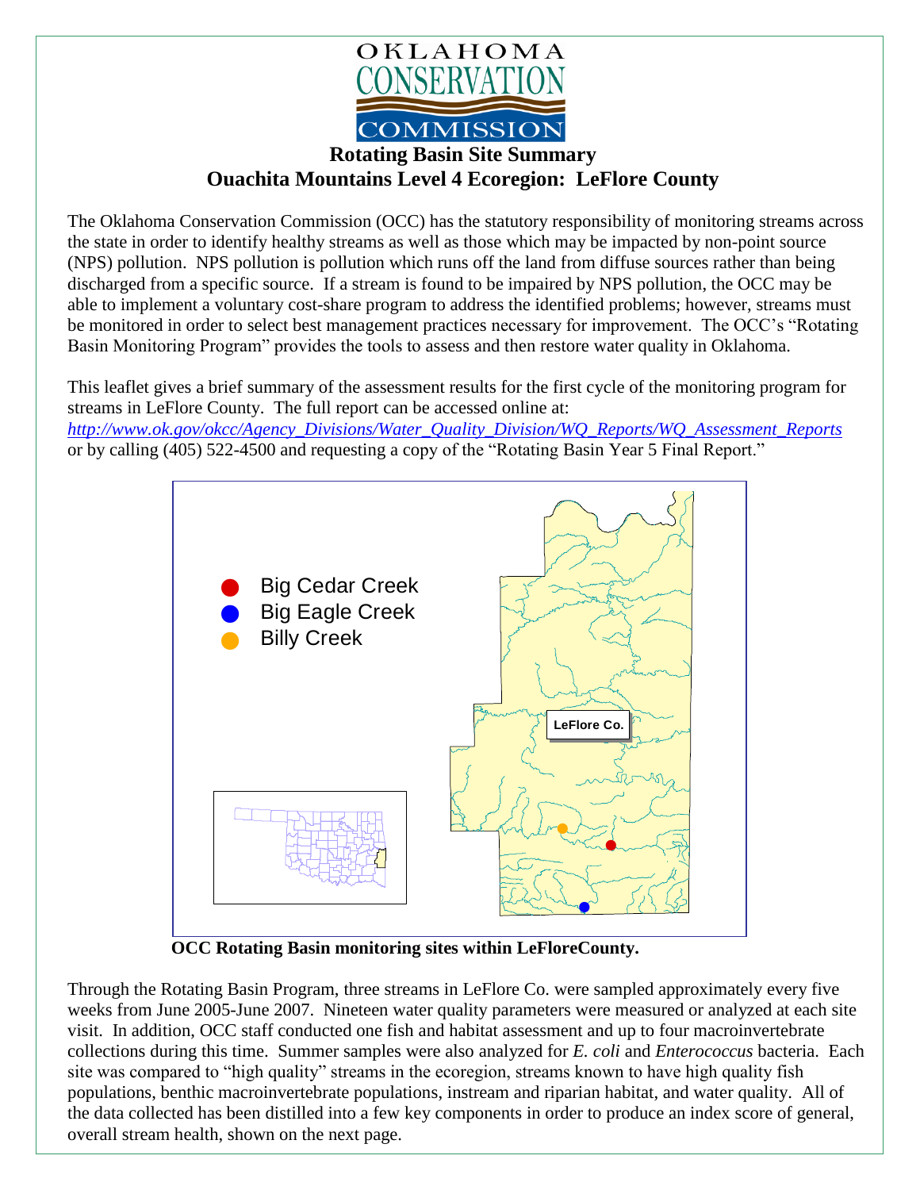OKLAHOMA CONSERVATION COMMISSION

# Rotating Basin Site Summary
## Ouachita Mountains Level 4 Ecoregion: LeFlore County

The Oklahoma Conservation Commission (OCC) has the statutory responsibility of monitoring streams across the state in order to identify healthy streams as well as those which may be impacted by non-point source (NPS) pollution. NPS pollution is pollution which runs off the land from diffuse sources rather than being discharged from a specific source. If a stream is found to be impaired by NPS pollution, the OCC may be able to implement a voluntary cost-share program to address the identified problems; however, streams must be monitored in order to select best management practices necessary for improvement. The OCC's "Rotating Basin Monitoring Program" provides the tools to assess and then restore water quality in Oklahoma.

This leaflet gives a brief summary of the assessment results for the first cycle of the monitoring program for streams in LeFlore County. The full report can be accessed online at: *http://www.ok.gov/okcc/Agency_Divisions/Water_Quality_Division/WQ_Reports/WQ_Assessment_Reports* or by calling (405) 522-4500 and requesting a copy of the "Rotating Basin Year 5 Final Report."

- Big Cedar Creek
- Big Eagle Creek
- Billy Creek

LeFlore Co.

**OCC Rotating Basin monitoring sites within LeFloreCounty.**

Through the Rotating Basin Program, three streams in LeFlore Co. were sampled approximately every five weeks from June 2005-June 2007. Nineteen water quality parameters were measured or analyzed at each site visit. In addition, OCC staff conducted one fish and habitat assessment and up to four macroinvertebrate collections during this time. Summer samples were also analyzed for *E. coli* and *Enterococcus* bacteria. Each site was compared to "high quality" streams in the ecoregion, streams known to have high quality fish populations, benthic macroinvertebrate populations, instream and riparian habitat, and water quality. All of the data collected has been distilled into a few key components in order to produce an index score of general, overall stream health, shown on the next page.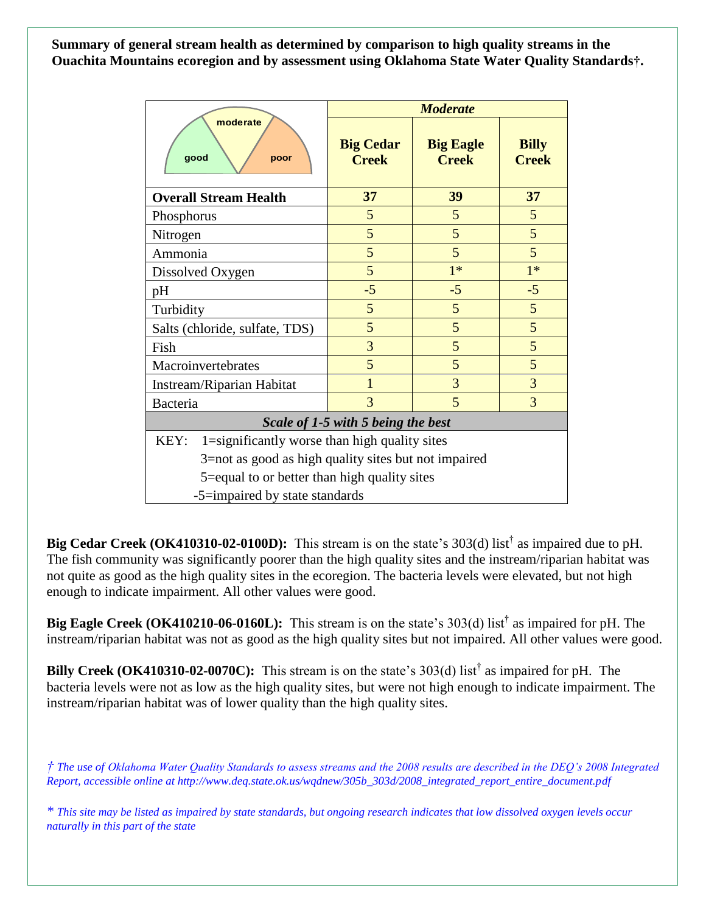**Summary of general stream health as determined by comparison to high quality streams in the Ouachita Mountains ecoregion and by assessment using Oklahoma State Water Quality Standards†.**

| | *Moderate* | | |
|---|---|---|---|
| good / moderate / poor | **Big Cedar Creek** | **Big Eagle Creek** | **Billy Creek** |
| **Overall Stream Health** | **37** | **39** | **37** |
| Phosphorus | 5 | 5 | 5 |
| Nitrogen | 5 | 5 | 5 |
| Ammonia | 5 | 5 | 5 |
| Dissolved Oxygen | 5 | 1* | 1* |
| pH | -5 | -5 | -5 |
| Turbidity | 5 | 5 | 5 |
| Salts (chloride, sulfate, TDS) | 5 | 5 | 5 |
| Fish | 3 | 5 | 5 |
| Macroinvertebrates | 5 | 5 | 5 |
| Instream/Riparian Habitat | 1 | 3 | 3 |
| Bacteria | 3 | 5 | 3 |

***Scale of 1-5 with 5 being the best***

KEY:
- 1=significantly worse than high quality sites
- 3=not as good as high quality sites but not impaired
- 5=equal to or better than high quality sites
- -5=impaired by state standards

**Big Cedar Creek (OK410310-02-0100D):** This stream is on the state's 303(d) list† as impaired due to pH. The fish community was significantly poorer than the high quality sites and the instream/riparian habitat was not quite as good as the high quality sites in the ecoregion. The bacteria levels were elevated, but not high enough to indicate impairment. All other values were good.

**Big Eagle Creek (OK410210-06-0160L):** This stream is on the state's 303(d) list† as impaired for pH. The instream/riparian habitat was not as good as the high quality sites but not impaired. All other values were good.

**Billy Creek (OK410310-02-0070C):** This stream is on the state's 303(d) list† as impaired for pH. The bacteria levels were not as low as the high quality sites, but were not high enough to indicate impairment. The instream/riparian habitat was of lower quality than the high quality sites.

*† The use of Oklahoma Water Quality Standards to assess streams and the 2008 results are described in the DEQ's 2008 Integrated Report, accessible online at http://www.deq.state.ok.us/wqdnew/305b_303d/2008_integrated_report_entire_document.pdf*

*\* This site may be listed as impaired by state standards, but ongoing research indicates that low dissolved oxygen levels occur naturally in this part of the state*